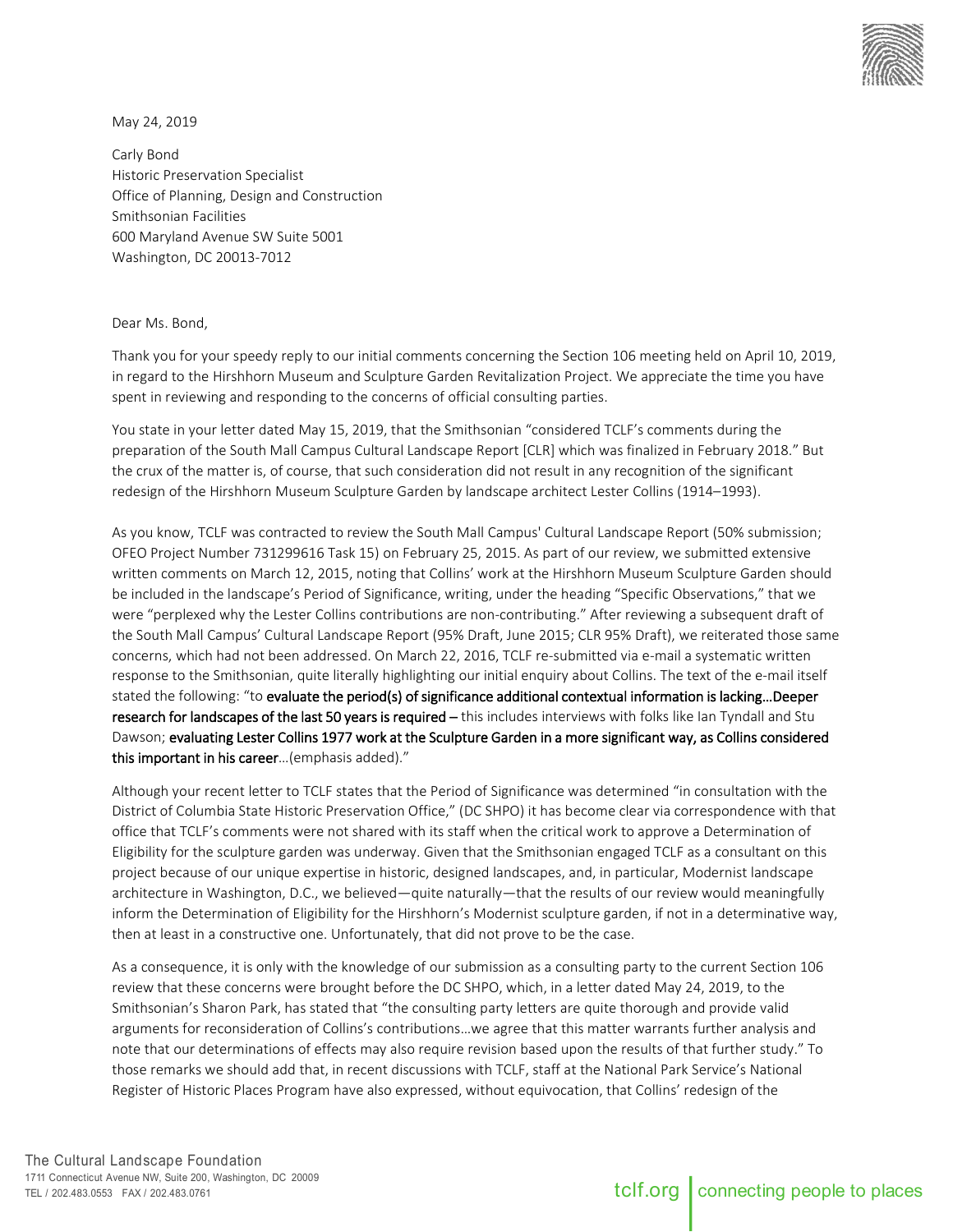May 24, 2019

Carly Bond
Historic Preservation Specialist
Office of Planning, Design and Construction
Smithsonian Facilities
600 Maryland Avenue SW Suite 5001
Washington, DC 20013-7012

Dear Ms. Bond,

Thank you for your speedy reply to our initial comments concerning the Section 106 meeting held on April 10, 2019, in regard to the Hirshhorn Museum and Sculpture Garden Revitalization Project. We appreciate the time you have spent in reviewing and responding to the concerns of official consulting parties.

You state in your letter dated May 15, 2019, that the Smithsonian "considered TCLF's comments during the preparation of the South Mall Campus Cultural Landscape Report [CLR] which was finalized in February 2018." But the crux of the matter is, of course, that such consideration did not result in any recognition of the significant redesign of the Hirshhorn Museum Sculpture Garden by landscape architect Lester Collins (1914–1993).

As you know, TCLF was contracted to review the South Mall Campus' Cultural Landscape Report (50% submission; OFEO Project Number 731299616 Task 15) on February 25, 2015. As part of our review, we submitted extensive written comments on March 12, 2015, noting that Collins' work at the Hirshhorn Museum Sculpture Garden should be included in the landscape's Period of Significance, writing, under the heading "Specific Observations," that we were "perplexed why the Lester Collins contributions are non-contributing." After reviewing a subsequent draft of the South Mall Campus' Cultural Landscape Report (95% Draft, June 2015; CLR 95% Draft), we reiterated those same concerns, which had not been addressed. On March 22, 2016, TCLF re-submitted via e-mail a systematic written response to the Smithsonian, quite literally highlighting our initial enquiry about Collins. The text of the e-mail itself stated the following: "to **evaluate the period(s) of significance additional contextual information is lacking…Deeper research for landscapes of the last 50 years is required –** this includes interviews with folks like Ian Tyndall and Stu Dawson; **evaluating Lester Collins 1977 work at the Sculpture Garden in a more significant way, as Collins considered this important in his career**…(emphasis added)."

Although your recent letter to TCLF states that the Period of Significance was determined "in consultation with the District of Columbia State Historic Preservation Office," (DC SHPO) it has become clear via correspondence with that office that TCLF's comments were not shared with its staff when the critical work to approve a Determination of Eligibility for the sculpture garden was underway. Given that the Smithsonian engaged TCLF as a consultant on this project because of our unique expertise in historic, designed landscapes, and, in particular, Modernist landscape architecture in Washington, D.C., we believed—quite naturally—that the results of our review would meaningfully inform the Determination of Eligibility for the Hirshhorn's Modernist sculpture garden, if not in a determinative way, then at least in a constructive one. Unfortunately, that did not prove to be the case.

As a consequence, it is only with the knowledge of our submission as a consulting party to the current Section 106 review that these concerns were brought before the DC SHPO, which, in a letter dated May 24, 2019, to the Smithsonian's Sharon Park, has stated that "the consulting party letters are quite thorough and provide valid arguments for reconsideration of Collins's contributions…we agree that this matter warrants further analysis and note that our determinations of effects may also require revision based upon the results of that further study." To those remarks we should add that, in recent discussions with TCLF, staff at the National Park Service's National Register of Historic Places Program have also expressed, without equivocation, that Collins' redesign of the

The Cultural Landscape Foundation
1711 Connecticut Avenue NW, Suite 200, Washington, DC 20009
TEL / 202.483.0553 FAX / 202.483.0761

tclf.org | connecting people to places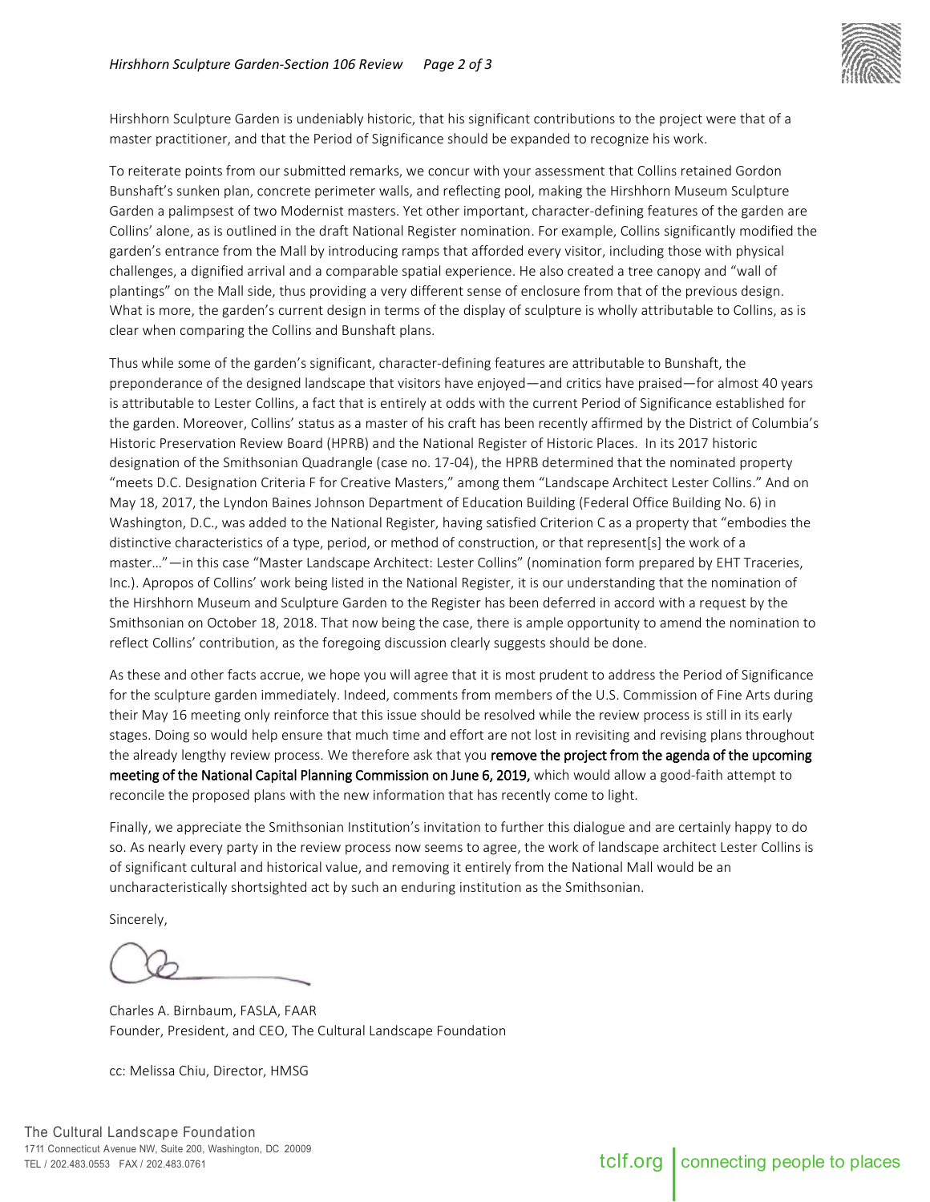Hirshhorn Sculpture Garden is undeniably historic, that his significant contributions to the project were that of a master practitioner, and that the Period of Significance should be expanded to recognize his work.

To reiterate points from our submitted remarks, we concur with your assessment that Collins retained Gordon Bunshaft's sunken plan, concrete perimeter walls, and reflecting pool, making the Hirshhorn Museum Sculpture Garden a palimpsest of two Modernist masters. Yet other important, character-defining features of the garden are Collins' alone, as is outlined in the draft National Register nomination. For example, Collins significantly modified the garden's entrance from the Mall by introducing ramps that afforded every visitor, including those with physical challenges, a dignified arrival and a comparable spatial experience. He also created a tree canopy and "wall of plantings" on the Mall side, thus providing a very different sense of enclosure from that of the previous design. What is more, the garden's current design in terms of the display of sculpture is wholly attributable to Collins, as is clear when comparing the Collins and Bunshaft plans.

Thus while some of the garden's significant, character-defining features are attributable to Bunshaft, the preponderance of the designed landscape that visitors have enjoyed—and critics have praised—for almost 40 years is attributable to Lester Collins, a fact that is entirely at odds with the current Period of Significance established for the garden. Moreover, Collins' status as a master of his craft has been recently affirmed by the District of Columbia's Historic Preservation Review Board (HPRB) and the National Register of Historic Places. In its 2017 historic designation of the Smithsonian Quadrangle (case no. 17-04), the HPRB determined that the nominated property "meets D.C. Designation Criteria F for Creative Masters," among them "Landscape Architect Lester Collins." And on May 18, 2017, the Lyndon Baines Johnson Department of Education Building (Federal Office Building No. 6) in Washington, D.C., was added to the National Register, having satisfied Criterion C as a property that "embodies the distinctive characteristics of a type, period, or method of construction, or that represent[s] the work of a master…"—in this case "Master Landscape Architect: Lester Collins" (nomination form prepared by EHT Traceries, Inc.). Apropos of Collins' work being listed in the National Register, it is our understanding that the nomination of the Hirshhorn Museum and Sculpture Garden to the Register has been deferred in accord with a request by the Smithsonian on October 18, 2018. That now being the case, there is ample opportunity to amend the nomination to reflect Collins' contribution, as the foregoing discussion clearly suggests should be done.

As these and other facts accrue, we hope you will agree that it is most prudent to address the Period of Significance for the sculpture garden immediately. Indeed, comments from members of the U.S. Commission of Fine Arts during their May 16 meeting only reinforce that this issue should be resolved while the review process is still in its early stages. Doing so would help ensure that much time and effort are not lost in revisiting and revising plans throughout the already lengthy review process. We therefore ask that you **remove the project from the agenda of the upcoming meeting of the National Capital Planning Commission on June 6, 2019,** which would allow a good-faith attempt to reconcile the proposed plans with the new information that has recently come to light.

Finally, we appreciate the Smithsonian Institution's invitation to further this dialogue and are certainly happy to do so. As nearly every party in the review process now seems to agree, the work of landscape architect Lester Collins is of significant cultural and historical value, and removing it entirely from the National Mall would be an uncharacteristically shortsighted act by such an enduring institution as the Smithsonian.

Sincerely,

Charles A. Birnbaum, FASLA, FAAR
Founder, President, and CEO, The Cultural Landscape Foundation

cc: Melissa Chiu, Director, HMSG

The Cultural Landscape Foundation
1711 Connecticut Avenue NW, Suite 200, Washington, DC 20009
TEL / 202.483.0553 FAX / 202.483.0761

tclf.org | connecting people to places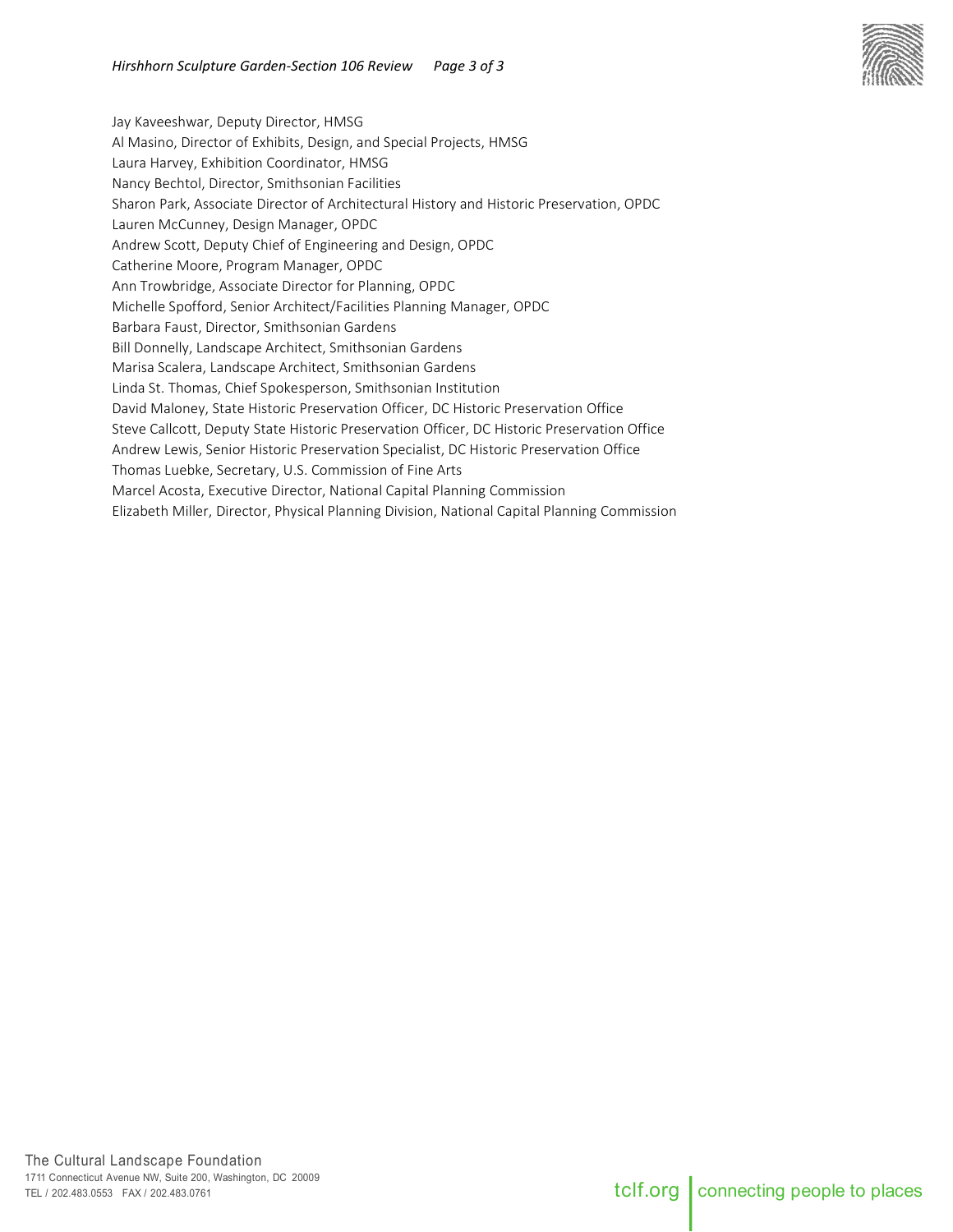Jay Kaveeshwar, Deputy Director, HMSG
Al Masino, Director of Exhibits, Design, and Special Projects, HMSG
Laura Harvey, Exhibition Coordinator, HMSG
Nancy Bechtol, Director, Smithsonian Facilities
Sharon Park, Associate Director of Architectural History and Historic Preservation, OPDC
Lauren McCunney, Design Manager, OPDC
Andrew Scott, Deputy Chief of Engineering and Design, OPDC
Catherine Moore, Program Manager, OPDC
Ann Trowbridge, Associate Director for Planning, OPDC
Michelle Spofford, Senior Architect/Facilities Planning Manager, OPDC
Barbara Faust, Director, Smithsonian Gardens
Bill Donnelly, Landscape Architect, Smithsonian Gardens
Marisa Scalera, Landscape Architect, Smithsonian Gardens
Linda St. Thomas, Chief Spokesperson, Smithsonian Institution
David Maloney, State Historic Preservation Officer, DC Historic Preservation Office
Steve Callcott, Deputy State Historic Preservation Officer, DC Historic Preservation Office
Andrew Lewis, Senior Historic Preservation Specialist, DC Historic Preservation Office
Thomas Luebke, Secretary, U.S. Commission of Fine Arts
Marcel Acosta, Executive Director, National Capital Planning Commission
Elizabeth Miller, Director, Physical Planning Division, National Capital Planning Commission